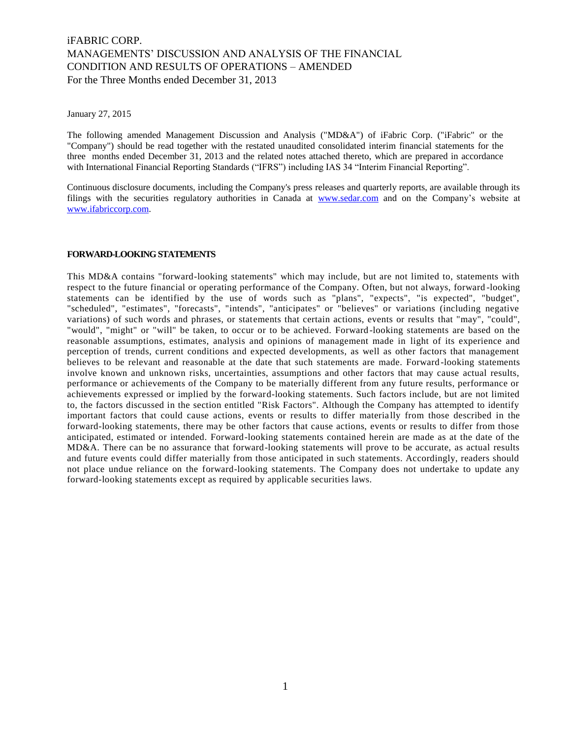# iFABRIC CORP.
# MANAGEMENTS' DISCUSSION AND ANALYSIS OF THE FINANCIAL CONDITION AND RESULTS OF OPERATIONS – AMENDED
## For the Three Months ended December 31, 2013

January 27, 2015

The following amended Management Discussion and Analysis ("MD&A") of iFabric Corp. ("iFabric" or the "Company") should be read together with the restated unaudited consolidated interim financial statements for the three months ended December 31, 2013 and the related notes attached thereto, which are prepared in accordance with International Financial Reporting Standards ("IFRS") including IAS 34 "Interim Financial Reporting".

Continuous disclosure documents, including the Company's press releases and quarterly reports, are available through its filings with the securities regulatory authorities in Canada at www.sedar.com and on the Company's website at www.ifabriccorp.com.

### FORWARD-LOOKING STATEMENTS

This MD&A contains "forward-looking statements" which may include, but are not limited to, statements with respect to the future financial or operating performance of the Company. Often, but not always, forward-looking statements can be identified by the use of words such as "plans", "expects", "is expected", "budget", "scheduled", "estimates", "forecasts", "intends", "anticipates" or "believes" or variations (including negative variations) of such words and phrases, or statements that certain actions, events or results that "may", "could", "would", "might" or "will" be taken, to occur or to be achieved. Forward-looking statements are based on the reasonable assumptions, estimates, analysis and opinions of management made in light of its experience and perception of trends, current conditions and expected developments, as well as other factors that management believes to be relevant and reasonable at the date that such statements are made. Forward-looking statements involve known and unknown risks, uncertainties, assumptions and other factors that may cause actual results, performance or achievements of the Company to be materially different from any future results, performance or achievements expressed or implied by the forward-looking statements. Such factors include, but are not limited to, the factors discussed in the section entitled "Risk Factors". Although the Company has attempted to identify important factors that could cause actions, events or results to differ materially from those described in the forward-looking statements, there may be other factors that cause actions, events or results to differ from those anticipated, estimated or intended. Forward-looking statements contained herein are made as at the date of the MD&A. There can be no assurance that forward-looking statements will prove to be accurate, as actual results and future events could differ materially from those anticipated in such statements. Accordingly, readers should not place undue reliance on the forward-looking statements. The Company does not undertake to update any forward-looking statements except as required by applicable securities laws.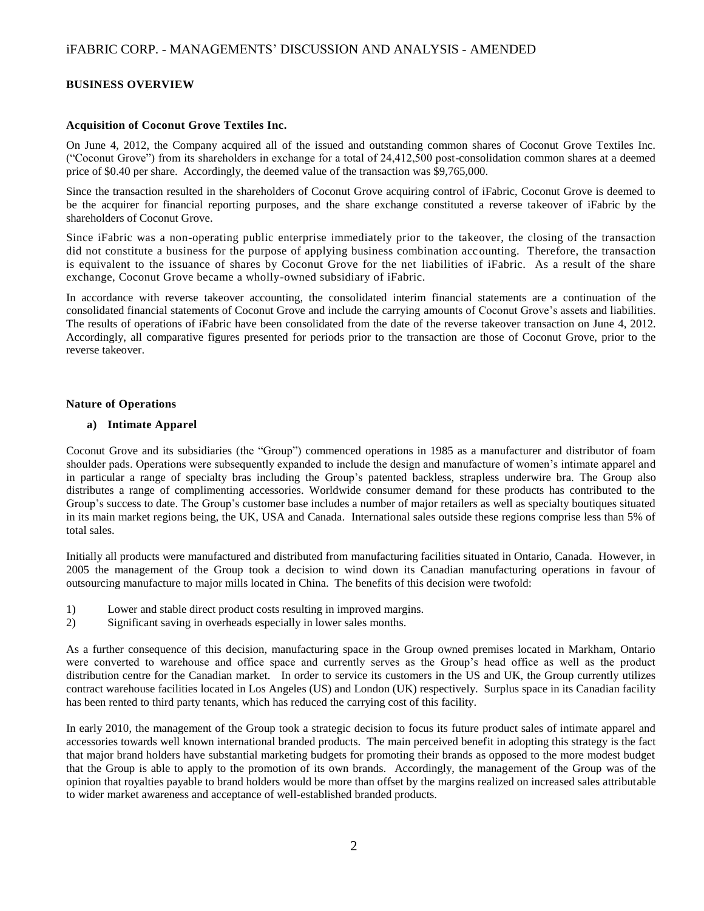## BUSINESS OVERVIEW

### Acquisition of Coconut Grove Textiles Inc.

On June 4, 2012, the Company acquired all of the issued and outstanding common shares of Coconut Grove Textiles Inc. ("Coconut Grove") from its shareholders in exchange for a total of 24,412,500 post-consolidation common shares at a deemed price of $0.40 per share. Accordingly, the deemed value of the transaction was $9,765,000.

Since the transaction resulted in the shareholders of Coconut Grove acquiring control of iFabric, Coconut Grove is deemed to be the acquirer for financial reporting purposes, and the share exchange constituted a reverse takeover of iFabric by the shareholders of Coconut Grove.

Since iFabric was a non-operating public enterprise immediately prior to the takeover, the closing of the transaction did not constitute a business for the purpose of applying business combination accounting. Therefore, the transaction is equivalent to the issuance of shares by Coconut Grove for the net liabilities of iFabric. As a result of the share exchange, Coconut Grove became a wholly-owned subsidiary of iFabric.

In accordance with reverse takeover accounting, the consolidated interim financial statements are a continuation of the consolidated financial statements of Coconut Grove and include the carrying amounts of Coconut Grove's assets and liabilities. The results of operations of iFabric have been consolidated from the date of the reverse takeover transaction on June 4, 2012. Accordingly, all comparative figures presented for periods prior to the transaction are those of Coconut Grove, prior to the reverse takeover.

### Nature of Operations

#### a) Intimate Apparel

Coconut Grove and its subsidiaries (the "Group") commenced operations in 1985 as a manufacturer and distributor of foam shoulder pads. Operations were subsequently expanded to include the design and manufacture of women's intimate apparel and in particular a range of specialty bras including the Group's patented backless, strapless underwire bra. The Group also distributes a range of complimenting accessories. Worldwide consumer demand for these products has contributed to the Group's success to date. The Group's customer base includes a number of major retailers as well as specialty boutiques situated in its main market regions being, the UK, USA and Canada. International sales outside these regions comprise less than 5% of total sales.

Initially all products were manufactured and distributed from manufacturing facilities situated in Ontario, Canada. However, in 2005 the management of the Group took a decision to wind down its Canadian manufacturing operations in favour of outsourcing manufacture to major mills located in China. The benefits of this decision were twofold:

1) Lower and stable direct product costs resulting in improved margins.
2) Significant saving in overheads especially in lower sales months.

As a further consequence of this decision, manufacturing space in the Group owned premises located in Markham, Ontario were converted to warehouse and office space and currently serves as the Group's head office as well as the product distribution centre for the Canadian market. In order to service its customers in the US and UK, the Group currently utilizes contract warehouse facilities located in Los Angeles (US) and London (UK) respectively. Surplus space in its Canadian facility has been rented to third party tenants, which has reduced the carrying cost of this facility.

In early 2010, the management of the Group took a strategic decision to focus its future product sales of intimate apparel and accessories towards well known international branded products. The main perceived benefit in adopting this strategy is the fact that major brand holders have substantial marketing budgets for promoting their brands as opposed to the more modest budget that the Group is able to apply to the promotion of its own brands. Accordingly, the management of the Group was of the opinion that royalties payable to brand holders would be more than offset by the margins realized on increased sales attributable to wider market awareness and acceptance of well-established branded products.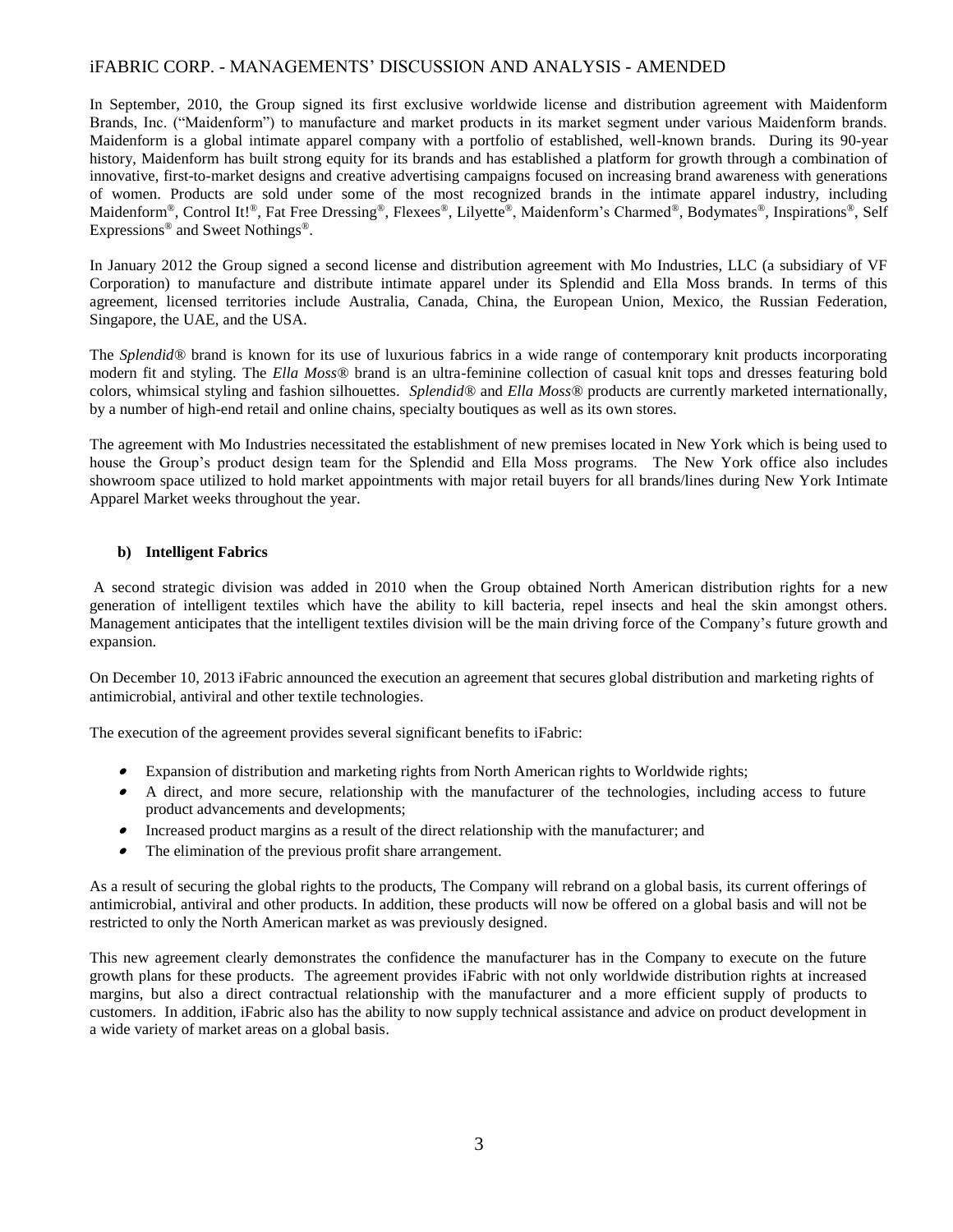In September, 2010, the Group signed its first exclusive worldwide license and distribution agreement with Maidenform Brands, Inc. ("Maidenform") to manufacture and market products in its market segment under various Maidenform brands. Maidenform is a global intimate apparel company with a portfolio of established, well-known brands. During its 90-year history, Maidenform has built strong equity for its brands and has established a platform for growth through a combination of innovative, first-to-market designs and creative advertising campaigns focused on increasing brand awareness with generations of women. Products are sold under some of the most recognized brands in the intimate apparel industry, including Maidenform®, Control It!®, Fat Free Dressing®, Flexees®, Lilyette®, Maidenform's Charmed®, Bodymates®, Inspirations®, Self Expressions® and Sweet Nothings®.

In January 2012 the Group signed a second license and distribution agreement with Mo Industries, LLC (a subsidiary of VF Corporation) to manufacture and distribute intimate apparel under its Splendid and Ella Moss brands. In terms of this agreement, licensed territories include Australia, Canada, China, the European Union, Mexico, the Russian Federation, Singapore, the UAE, and the USA.

The *Splendid®* brand is known for its use of luxurious fabrics in a wide range of contemporary knit products incorporating modern fit and styling. The *Ella Moss®* brand is an ultra-feminine collection of casual knit tops and dresses featuring bold colors, whimsical styling and fashion silhouettes. *Splendid®* and *Ella Moss®* products are currently marketed internationally, by a number of high-end retail and online chains, specialty boutiques as well as its own stores.

The agreement with Mo Industries necessitated the establishment of new premises located in New York which is being used to house the Group's product design team for the Splendid and Ella Moss programs. The New York office also includes showroom space utilized to hold market appointments with major retail buyers for all brands/lines during New York Intimate Apparel Market weeks throughout the year.

**b) Intelligent Fabrics**

A second strategic division was added in 2010 when the Group obtained North American distribution rights for a new generation of intelligent textiles which have the ability to kill bacteria, repel insects and heal the skin amongst others. Management anticipates that the intelligent textiles division will be the main driving force of the Company's future growth and expansion.

On December 10, 2013 iFabric announced the execution an agreement that secures global distribution and marketing rights of antimicrobial, antiviral and other textile technologies.

The execution of the agreement provides several significant benefits to iFabric:

- Expansion of distribution and marketing rights from North American rights to Worldwide rights;
- A direct, and more secure, relationship with the manufacturer of the technologies, including access to future product advancements and developments;
- Increased product margins as a result of the direct relationship with the manufacturer; and
- The elimination of the previous profit share arrangement.

As a result of securing the global rights to the products, The Company will rebrand on a global basis, its current offerings of antimicrobial, antiviral and other products. In addition, these products will now be offered on a global basis and will not be restricted to only the North American market as was previously designed.

This new agreement clearly demonstrates the confidence the manufacturer has in the Company to execute on the future growth plans for these products. The agreement provides iFabric with not only worldwide distribution rights at increased margins, but also a direct contractual relationship with the manufacturer and a more efficient supply of products to customers. In addition, iFabric also has the ability to now supply technical assistance and advice on product development in a wide variety of market areas on a global basis.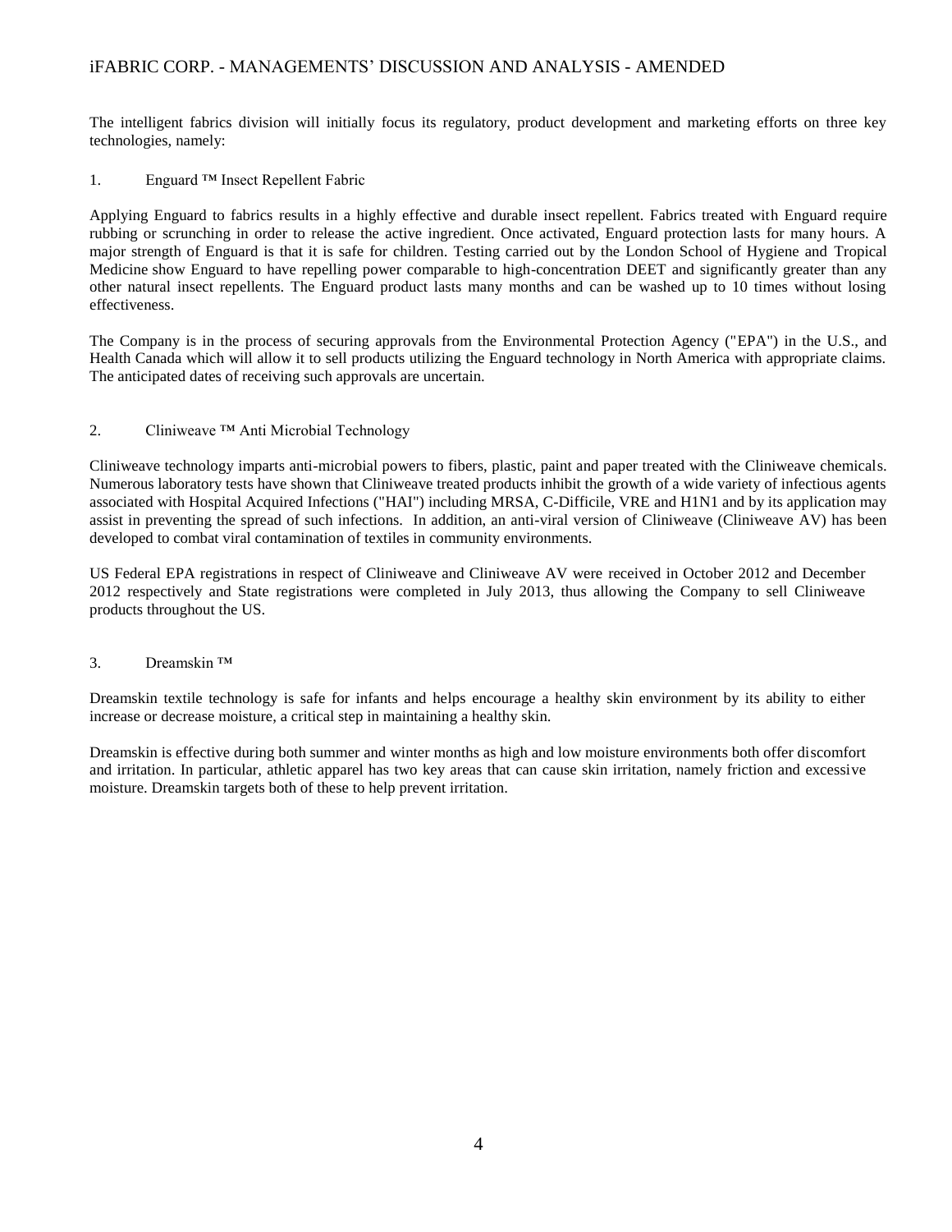The intelligent fabrics division will initially focus its regulatory, product development and marketing efforts on three key technologies, namely:

1. Enguard ™ Insect Repellent Fabric

Applying Enguard to fabrics results in a highly effective and durable insect repellent. Fabrics treated with Enguard require rubbing or scrunching in order to release the active ingredient. Once activated, Enguard protection lasts for many hours. A major strength of Enguard is that it is safe for children. Testing carried out by the London School of Hygiene and Tropical Medicine show Enguard to have repelling power comparable to high-concentration DEET and significantly greater than any other natural insect repellents. The Enguard product lasts many months and can be washed up to 10 times without losing effectiveness.

The Company is in the process of securing approvals from the Environmental Protection Agency ("EPA") in the U.S., and Health Canada which will allow it to sell products utilizing the Enguard technology in North America with appropriate claims. The anticipated dates of receiving such approvals are uncertain.

2. Cliniweave ™ Anti Microbial Technology

Cliniweave technology imparts anti-microbial powers to fibers, plastic, paint and paper treated with the Cliniweave chemicals. Numerous laboratory tests have shown that Cliniweave treated products inhibit the growth of a wide variety of infectious agents associated with Hospital Acquired Infections ("HAI") including MRSA, C-Difficile, VRE and H1N1 and by its application may assist in preventing the spread of such infections. In addition, an anti-viral version of Cliniweave (Cliniweave AV) has been developed to combat viral contamination of textiles in community environments.

US Federal EPA registrations in respect of Cliniweave and Cliniweave AV were received in October 2012 and December 2012 respectively and State registrations were completed in July 2013, thus allowing the Company to sell Cliniweave products throughout the US.

3. Dreamskin ™

Dreamskin textile technology is safe for infants and helps encourage a healthy skin environment by its ability to either increase or decrease moisture, a critical step in maintaining a healthy skin.

Dreamskin is effective during both summer and winter months as high and low moisture environments both offer discomfort and irritation. In particular, athletic apparel has two key areas that can cause skin irritation, namely friction and excessive moisture. Dreamskin targets both of these to help prevent irritation.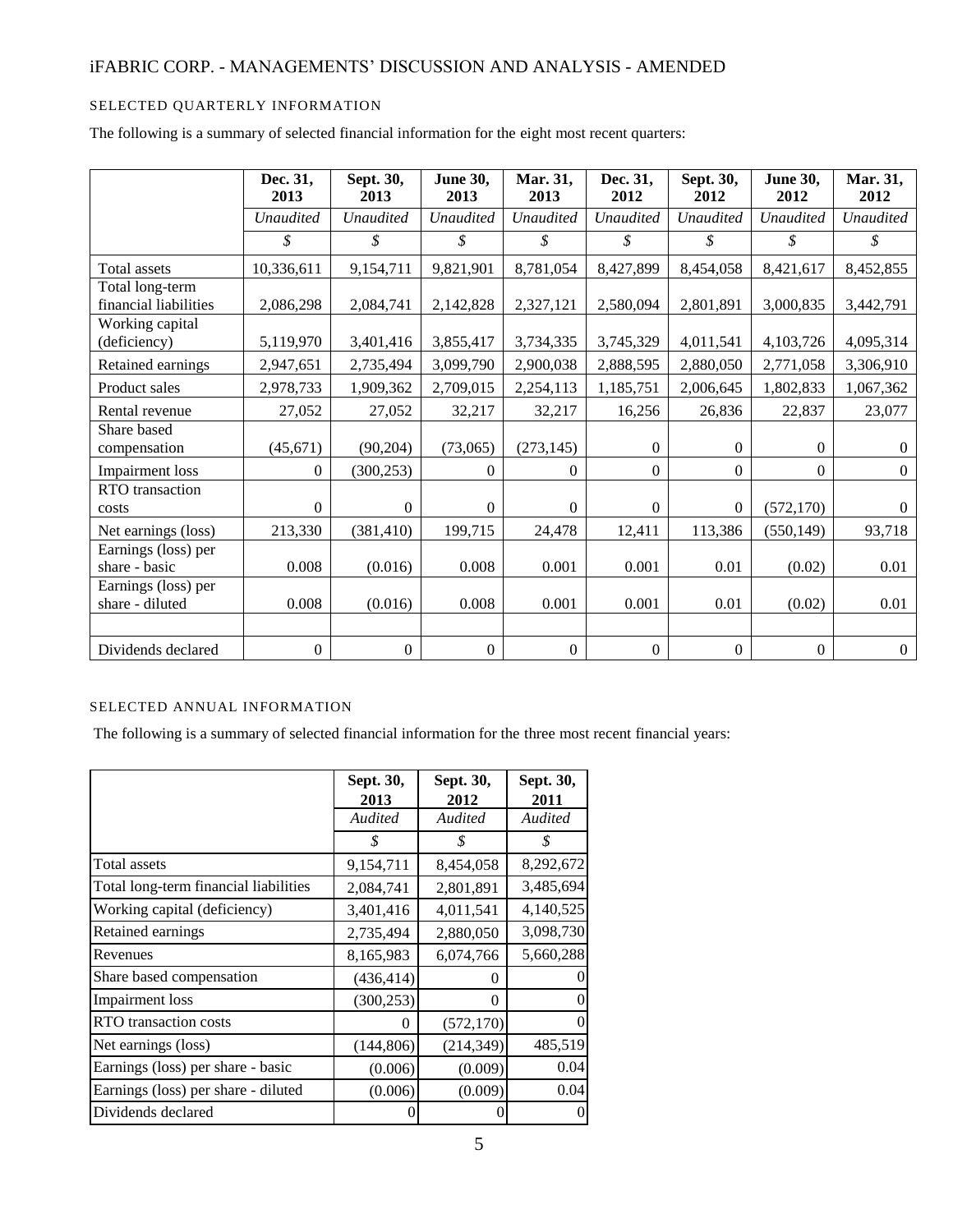## SELECTED QUARTERLY INFORMATION

The following is a summary of selected financial information for the eight most recent quarters:

| | Dec. 31, 2013 | Sept. 30, 2013 | June 30, 2013 | Mar. 31, 2013 | Dec. 31, 2012 | Sept. 30, 2012 | June 30, 2012 | Mar. 31, 2012 |
|---|---|---|---|---|---|---|---|---|
| | *Unaudited* | *Unaudited* | *Unaudited* | *Unaudited* | *Unaudited* | *Unaudited* | *Unaudited* | *Unaudited* |
| | *$* | *$* | *$* | *$* | *$* | *$* | *$* | *$* |
| Total assets | 10,336,611 | 9,154,711 | 9,821,901 | 8,781,054 | 8,427,899 | 8,454,058 | 8,421,617 | 8,452,855 |
| Total long-term financial liabilities | 2,086,298 | 2,084,741 | 2,142,828 | 2,327,121 | 2,580,094 | 2,801,891 | 3,000,835 | 3,442,791 |
| Working capital (deficiency) | 5,119,970 | 3,401,416 | 3,855,417 | 3,734,335 | 3,745,329 | 4,011,541 | 4,103,726 | 4,095,314 |
| Retained earnings | 2,947,651 | 2,735,494 | 3,099,790 | 2,900,038 | 2,888,595 | 2,880,050 | 2,771,058 | 3,306,910 |
| Product sales | 2,978,733 | 1,909,362 | 2,709,015 | 2,254,113 | 1,185,751 | 2,006,645 | 1,802,833 | 1,067,362 |
| Rental revenue | 27,052 | 27,052 | 32,217 | 32,217 | 16,256 | 26,836 | 22,837 | 23,077 |
| Share based compensation | (45,671) | (90,204) | (73,065) | (273,145) | 0 | 0 | 0 | 0 |
| Impairment loss | 0 | (300,253) | 0 | 0 | 0 | 0 | 0 | 0 |
| RTO transaction costs | 0 | 0 | 0 | 0 | 0 | 0 | (572,170) | 0 |
| Net earnings (loss) | 213,330 | (381,410) | 199,715 | 24,478 | 12,411 | 113,386 | (550,149) | 93,718 |
| Earnings (loss) per share - basic | 0.008 | (0.016) | 0.008 | 0.001 | 0.001 | 0.01 | (0.02) | 0.01 |
| Earnings (loss) per share - diluted | 0.008 | (0.016) | 0.008 | 0.001 | 0.001 | 0.01 | (0.02) | 0.01 |
| | | | | | | | | |
| Dividends declared | 0 | 0 | 0 | 0 | 0 | 0 | 0 | 0 |

## SELECTED ANNUAL INFORMATION

The following is a summary of selected financial information for the three most recent financial years:

| | Sept. 30, 2013 | Sept. 30, 2012 | Sept. 30, 2011 |
|---|---|---|---|
| | *Audited* | *Audited* | *Audited* |
| | *$* | *$* | *$* |
| Total assets | 9,154,711 | 8,454,058 | 8,292,672 |
| Total long-term financial liabilities | 2,084,741 | 2,801,891 | 3,485,694 |
| Working capital (deficiency) | 3,401,416 | 4,011,541 | 4,140,525 |
| Retained earnings | 2,735,494 | 2,880,050 | 3,098,730 |
| Revenues | 8,165,983 | 6,074,766 | 5,660,288 |
| Share based compensation | (436,414) | 0 | 0 |
| Impairment loss | (300,253) | 0 | 0 |
| RTO transaction costs | 0 | (572,170) | 0 |
| Net earnings (loss) | (144,806) | (214,349) | 485,519 |
| Earnings (loss) per share - basic | (0.006) | (0.009) | 0.04 |
| Earnings (loss) per share - diluted | (0.006) | (0.009) | 0.04 |
| Dividends declared | 0 | 0 | 0 |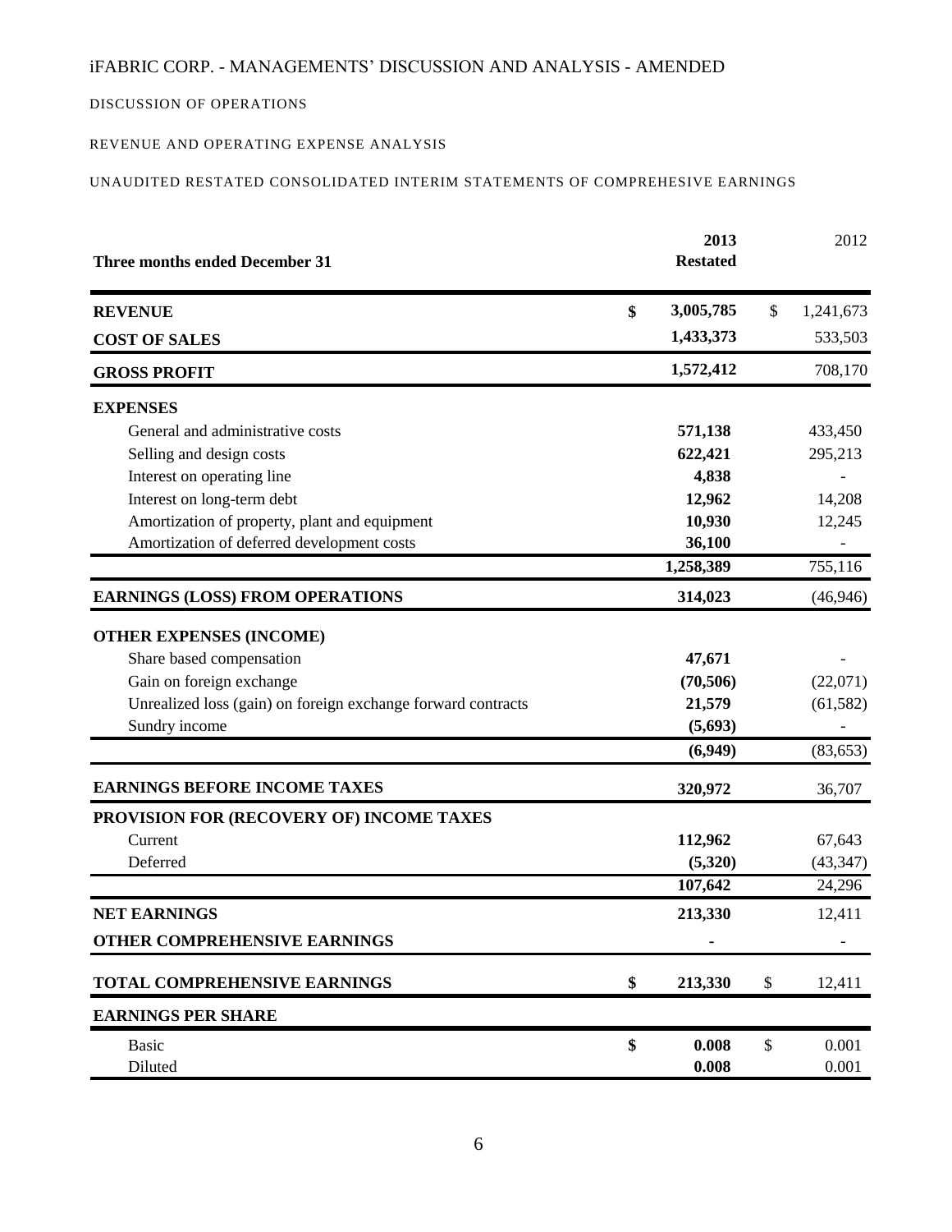iFABRIC CORP. - MANAGEMENTS' DISCUSSION AND ANALYSIS - AMENDED

DISCUSSION OF OPERATIONS

REVENUE AND OPERATING EXPENSE ANALYSIS

UNAUDITED RESTATED CONSOLIDATED INTERIM STATEMENTS OF COMPREHESIVE EARNINGS

| Three months ended December 31 | 2013 Restated | 2012 |
|---|---|---|
| **REVENUE** | **$ 3,005,785** | $ 1,241,673 |
| **COST OF SALES** | **1,433,373** | 533,503 |
| **GROSS PROFIT** | **1,572,412** | 708,170 |
| **EXPENSES** | | |
| General and administrative costs | **571,138** | 433,450 |
| Selling and design costs | **622,421** | 295,213 |
| Interest on operating line | **4,838** | - |
| Interest on long-term debt | **12,962** | 14,208 |
| Amortization of property, plant and equipment | **10,930** | 12,245 |
| Amortization of deferred development costs | **36,100** | - |
| | **1,258,389** | 755,116 |
| **EARNINGS (LOSS) FROM OPERATIONS** | **314,023** | (46,946) |
| **OTHER EXPENSES (INCOME)** | | |
| Share based compensation | **47,671** | - |
| Gain on foreign exchange | **(70,506)** | (22,071) |
| Unrealized loss (gain) on foreign exchange forward contracts | **21,579** | (61,582) |
| Sundry income | **(5,693)** | - |
| | **(6,949)** | (83,653) |
| **EARNINGS BEFORE INCOME TAXES** | **320,972** | 36,707 |
| **PROVISION FOR (RECOVERY OF) INCOME TAXES** | | |
| Current | **112,962** | 67,643 |
| Deferred | **(5,320)** | (43,347) |
| | **107,642** | 24,296 |
| **NET EARNINGS** | **213,330** | 12,411 |
| **OTHER COMPREHENSIVE EARNINGS** | **-** | - |
| **TOTAL COMPREHENSIVE EARNINGS** | **$ 213,330** | $ 12,411 |
| **EARNINGS PER SHARE** | | |
| Basic | **$ 0.008** | $ 0.001 |
| Diluted | **0.008** | 0.001 |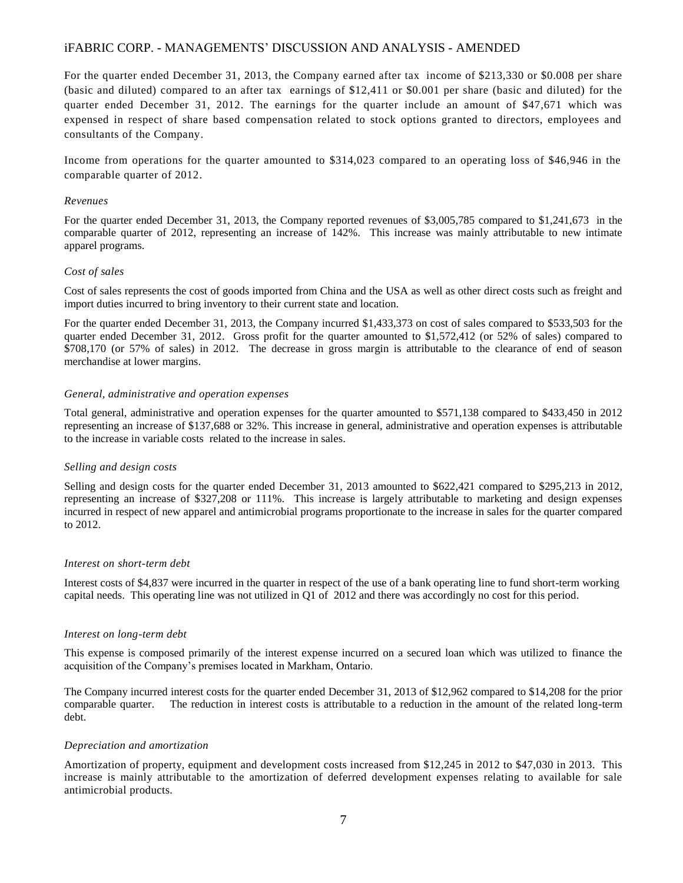For the quarter ended December 31, 2013, the Company earned after tax income of $213,330 or $0.008 per share (basic and diluted) compared to an after tax earnings of $12,411 or $0.001 per share (basic and diluted) for the quarter ended December 31, 2012. The earnings for the quarter include an amount of $47,671 which was expensed in respect of share based compensation related to stock options granted to directors, employees and consultants of the Company.

Income from operations for the quarter amounted to $314,023 compared to an operating loss of $46,946 in the comparable quarter of 2012.

*Revenues*

For the quarter ended December 31, 2013, the Company reported revenues of $3,005,785 compared to $1,241,673 in the comparable quarter of 2012, representing an increase of 142%. This increase was mainly attributable to new intimate apparel programs.

*Cost of sales*

Cost of sales represents the cost of goods imported from China and the USA as well as other direct costs such as freight and import duties incurred to bring inventory to their current state and location.

For the quarter ended December 31, 2013, the Company incurred $1,433,373 on cost of sales compared to $533,503 for the quarter ended December 31, 2012. Gross profit for the quarter amounted to $1,572,412 (or 52% of sales) compared to $708,170 (or 57% of sales) in 2012. The decrease in gross margin is attributable to the clearance of end of season merchandise at lower margins.

*General, administrative and operation expenses*

Total general, administrative and operation expenses for the quarter amounted to $571,138 compared to $433,450 in 2012 representing an increase of $137,688 or 32%. This increase in general, administrative and operation expenses is attributable to the increase in variable costs related to the increase in sales.

*Selling and design costs*

Selling and design costs for the quarter ended December 31, 2013 amounted to $622,421 compared to $295,213 in 2012, representing an increase of $327,208 or 111%. This increase is largely attributable to marketing and design expenses incurred in respect of new apparel and antimicrobial programs proportionate to the increase in sales for the quarter compared to 2012.

*Interest on short-term debt*

Interest costs of $4,837 were incurred in the quarter in respect of the use of a bank operating line to fund short-term working capital needs. This operating line was not utilized in Q1 of 2012 and there was accordingly no cost for this period.

*Interest on long-term debt*

This expense is composed primarily of the interest expense incurred on a secured loan which was utilized to finance the acquisition of the Company's premises located in Markham, Ontario.

The Company incurred interest costs for the quarter ended December 31, 2013 of $12,962 compared to $14,208 for the prior comparable quarter. The reduction in interest costs is attributable to a reduction in the amount of the related long-term debt.

*Depreciation and amortization*

Amortization of property, equipment and development costs increased from $12,245 in 2012 to $47,030 in 2013. This increase is mainly attributable to the amortization of deferred development expenses relating to available for sale antimicrobial products.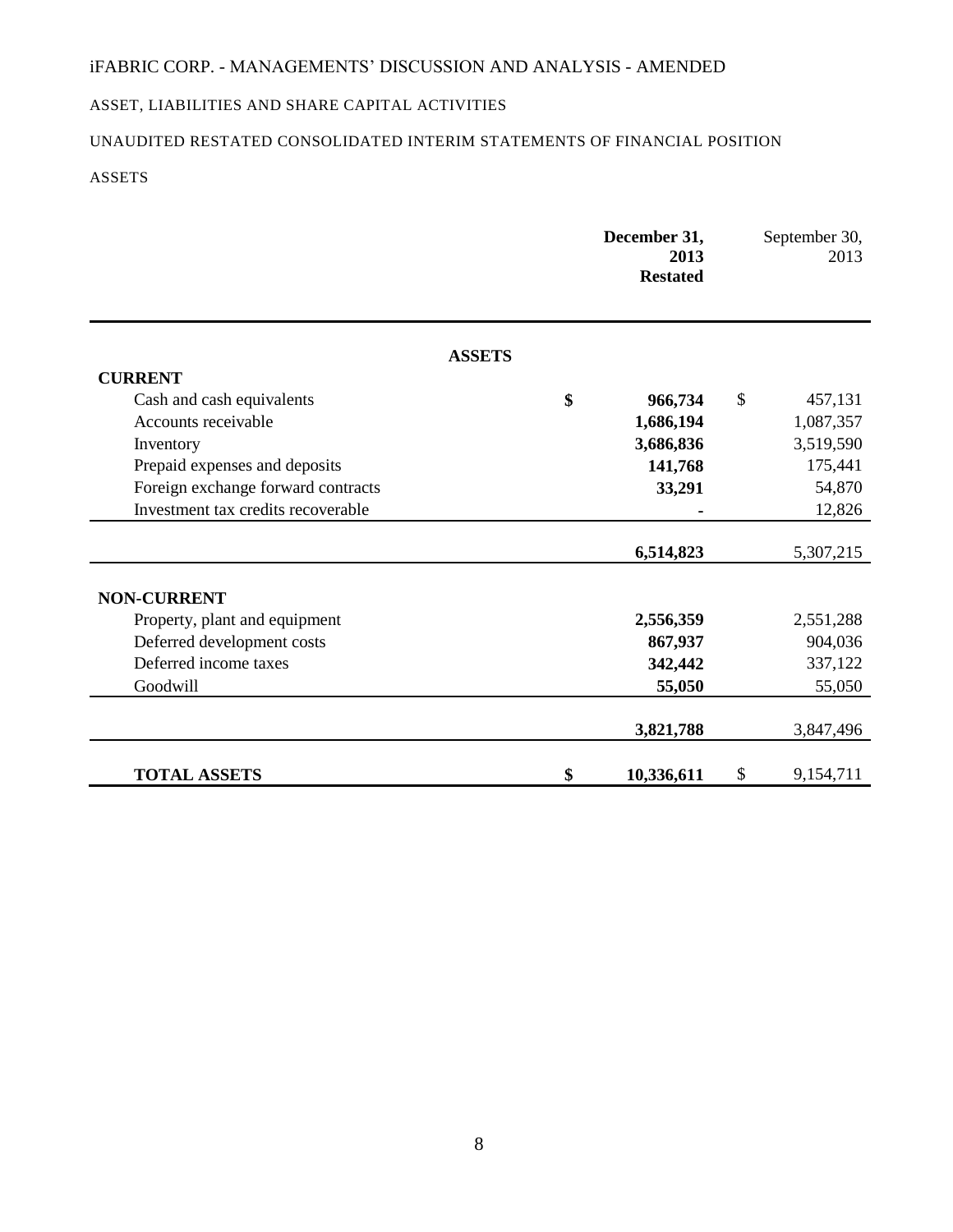iFABRIC CORP. - MANAGEMENTS' DISCUSSION AND ANALYSIS - AMENDED

ASSET, LIABILITIES AND SHARE CAPITAL ACTIVITIES

UNAUDITED RESTATED CONSOLIDATED INTERIM STATEMENTS OF FINANCIAL POSITION

ASSETS

| | **December 31, 2013 Restated** | September 30, 2013 |
|---|---|---|
| **ASSETS** | | |
| **CURRENT** | | |
| Cash and cash equivalents | **$ 966,734** | $ 457,131 |
| Accounts receivable | **1,686,194** | 1,087,357 |
| Inventory | **3,686,836** | 3,519,590 |
| Prepaid expenses and deposits | **141,768** | 175,441 |
| Foreign exchange forward contracts | **33,291** | 54,870 |
| Investment tax credits recoverable | **-** | 12,826 |
| | **6,514,823** | 5,307,215 |
| **NON-CURRENT** | | |
| Property, plant and equipment | **2,556,359** | 2,551,288 |
| Deferred development costs | **867,937** | 904,036 |
| Deferred income taxes | **342,442** | 337,122 |
| Goodwill | **55,050** | 55,050 |
| | **3,821,788** | 3,847,496 |
| **TOTAL ASSETS** | **$ 10,336,611** | $ 9,154,711 |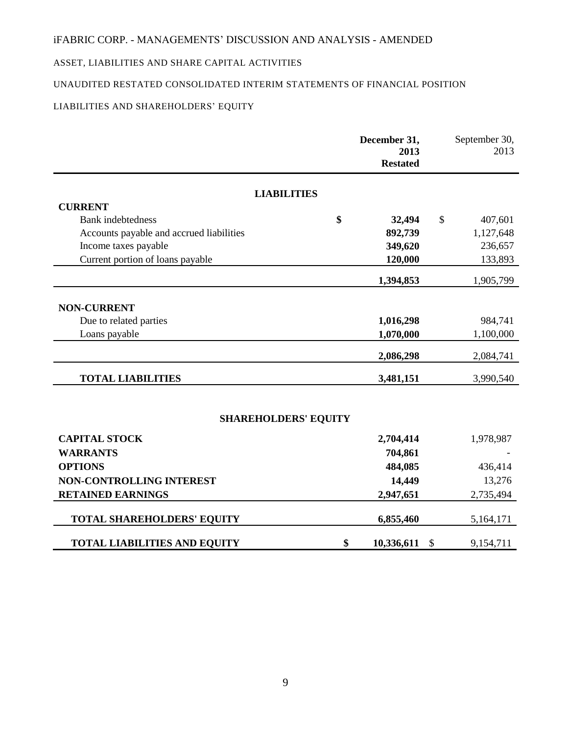iFABRIC CORP. - MANAGEMENTS' DISCUSSION AND ANALYSIS - AMENDED

ASSET, LIABILITIES AND SHARE CAPITAL ACTIVITIES

UNAUDITED RESTATED CONSOLIDATED INTERIM STATEMENTS OF FINANCIAL POSITION

LIABILITIES AND SHAREHOLDERS' EQUITY

| | December 31, 2013 Restated | September 30, 2013 |
|---|---|---|
| **LIABILITIES** | | |
| **CURRENT** | | |
| Bank indebtedness | $ 32,494 | $ 407,601 |
| Accounts payable and accrued liabilities | 892,739 | 1,127,648 |
| Income taxes payable | 349,620 | 236,657 |
| Current portion of loans payable | 120,000 | 133,893 |
| | 1,394,853 | 1,905,799 |
| **NON-CURRENT** | | |
| Due to related parties | 1,016,298 | 984,741 |
| Loans payable | 1,070,000 | 1,100,000 |
| | 2,086,298 | 2,084,741 |
| **TOTAL LIABILITIES** | 3,481,151 | 3,990,540 |
| **SHAREHOLDERS' EQUITY** | | |
| **CAPITAL STOCK** | 2,704,414 | 1,978,987 |
| **WARRANTS** | 704,861 | - |
| **OPTIONS** | 484,085 | 436,414 |
| **NON-CONTROLLING INTEREST** | 14,449 | 13,276 |
| **RETAINED EARNINGS** | 2,947,651 | 2,735,494 |
| **TOTAL SHAREHOLDERS' EQUITY** | 6,855,460 | 5,164,171 |
| **TOTAL LIABILITIES AND EQUITY** | $ 10,336,611 | $ 9,154,711 |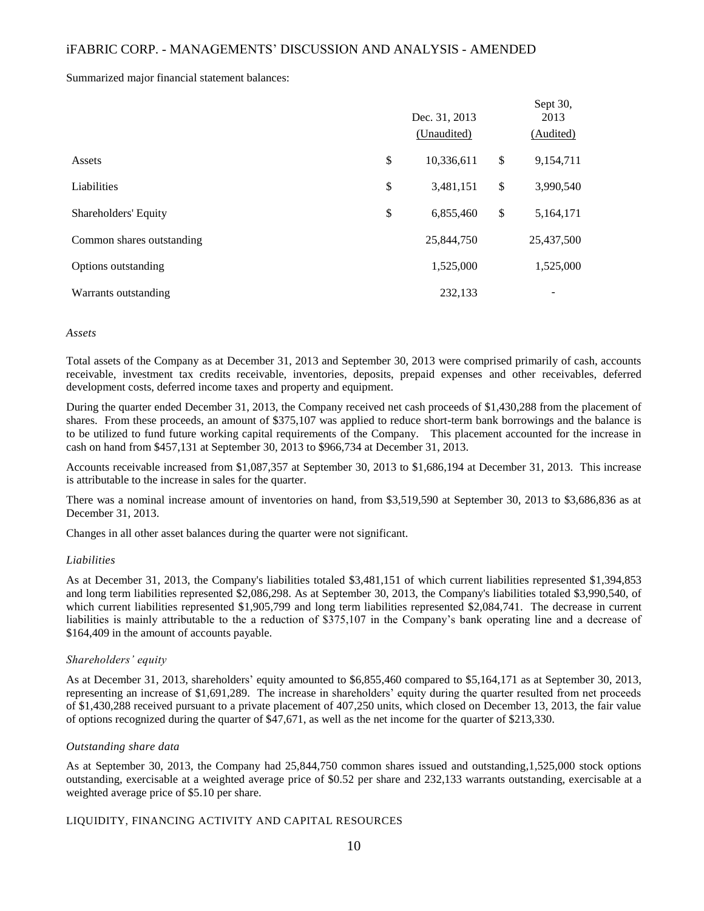Summarized major financial statement balances:

| | Dec. 31, 2013 (Unaudited) | Sept 30, 2013 (Audited) |
|---|---|---|
| Assets | $ 10,336,611 | $ 9,154,711 |
| Liabilities | $ 3,481,151 | $ 3,990,540 |
| Shareholders' Equity | $ 6,855,460 | $ 5,164,171 |
| Common shares outstanding | 25,844,750 | 25,437,500 |
| Options outstanding | 1,525,000 | 1,525,000 |
| Warrants outstanding | 232,133 | - |

*Assets*

Total assets of the Company as at December 31, 2013 and September 30, 2013 were comprised primarily of cash, accounts receivable, investment tax credits receivable, inventories, deposits, prepaid expenses and other receivables, deferred development costs, deferred income taxes and property and equipment.

During the quarter ended December 31, 2013, the Company received net cash proceeds of $1,430,288 from the placement of shares. From these proceeds, an amount of $375,107 was applied to reduce short-term bank borrowings and the balance is to be utilized to fund future working capital requirements of the Company. This placement accounted for the increase in cash on hand from $457,131 at September 30, 2013 to $966,734 at December 31, 2013.

Accounts receivable increased from $1,087,357 at September 30, 2013 to $1,686,194 at December 31, 2013. This increase is attributable to the increase in sales for the quarter.

There was a nominal increase amount of inventories on hand, from $3,519,590 at September 30, 2013 to $3,686,836 as at December 31, 2013.

Changes in all other asset balances during the quarter were not significant.

*Liabilities*

As at December 31, 2013, the Company's liabilities totaled $3,481,151 of which current liabilities represented $1,394,853 and long term liabilities represented $2,086,298. As at September 30, 2013, the Company's liabilities totaled $3,990,540, of which current liabilities represented $1,905,799 and long term liabilities represented $2,084,741. The decrease in current liabilities is mainly attributable to the a reduction of $375,107 in the Company's bank operating line and a decrease of $164,409 in the amount of accounts payable.

*Shareholders' equity*

As at December 31, 2013, shareholders' equity amounted to $6,855,460 compared to $5,164,171 as at September 30, 2013, representing an increase of $1,691,289. The increase in shareholders' equity during the quarter resulted from net proceeds of $1,430,288 received pursuant to a private placement of 407,250 units, which closed on December 13, 2013, the fair value of options recognized during the quarter of $47,671, as well as the net income for the quarter of $213,330.

*Outstanding share data*

As at September 30, 2013, the Company had 25,844,750 common shares issued and outstanding,1,525,000 stock options outstanding, exercisable at a weighted average price of $0.52 per share and 232,133 warrants outstanding, exercisable at a weighted average price of $5.10 per share.

LIQUIDITY, FINANCING ACTIVITY AND CAPITAL RESOURCES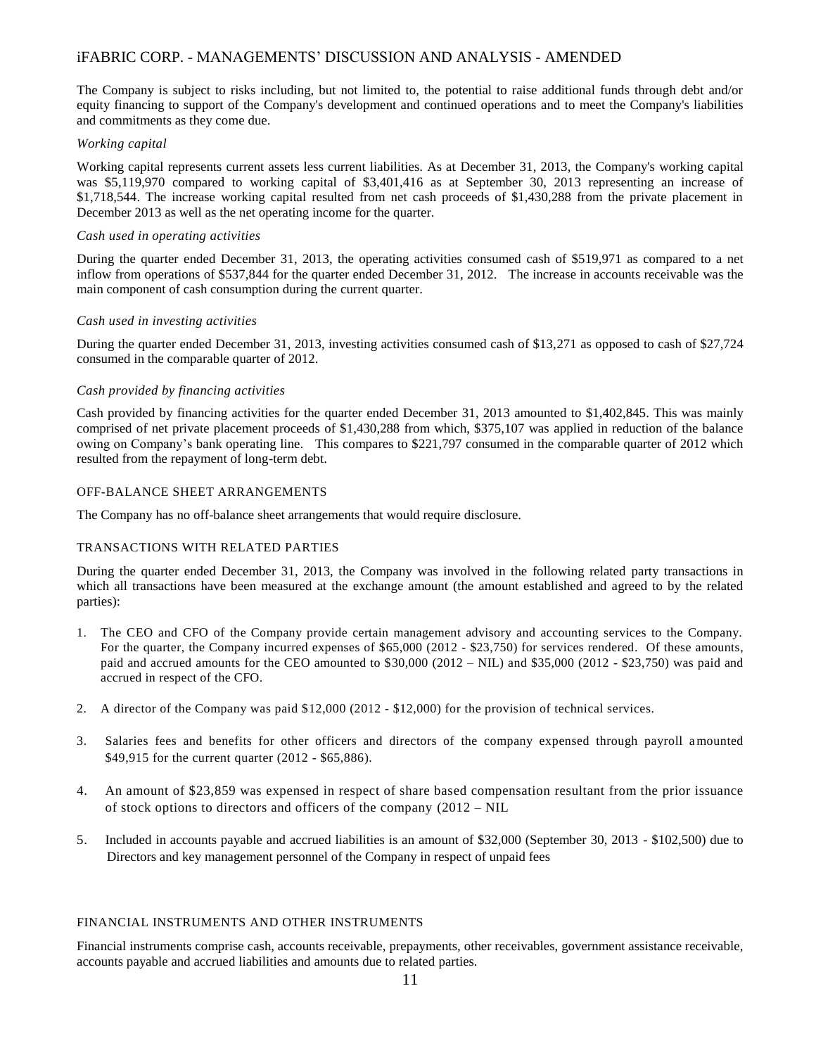The Company is subject to risks including, but not limited to, the potential to raise additional funds through debt and/or equity financing to support of the Company's development and continued operations and to meet the Company's liabilities and commitments as they come due.

*Working capital*

Working capital represents current assets less current liabilities. As at December 31, 2013, the Company's working capital was $5,119,970 compared to working capital of $3,401,416 as at September 30, 2013 representing an increase of $1,718,544. The increase working capital resulted from net cash proceeds of $1,430,288 from the private placement in December 2013 as well as the net operating income for the quarter.

*Cash used in operating activities*

During the quarter ended December 31, 2013, the operating activities consumed cash of $519,971 as compared to a net inflow from operations of $537,844 for the quarter ended December 31, 2012. The increase in accounts receivable was the main component of cash consumption during the current quarter.

*Cash used in investing activities*

During the quarter ended December 31, 2013, investing activities consumed cash of $13,271 as opposed to cash of $27,724 consumed in the comparable quarter of 2012.

*Cash provided by financing activities*

Cash provided by financing activities for the quarter ended December 31, 2013 amounted to $1,402,845. This was mainly comprised of net private placement proceeds of $1,430,288 from which, $375,107 was applied in reduction of the balance owing on Company's bank operating line. This compares to $221,797 consumed in the comparable quarter of 2012 which resulted from the repayment of long-term debt.

## OFF-BALANCE SHEET ARRANGEMENTS

The Company has no off-balance sheet arrangements that would require disclosure.

## TRANSACTIONS WITH RELATED PARTIES

During the quarter ended December 31, 2013, the Company was involved in the following related party transactions in which all transactions have been measured at the exchange amount (the amount established and agreed to by the related parties):

1. The CEO and CFO of the Company provide certain management advisory and accounting services to the Company. For the quarter, the Company incurred expenses of $65,000 (2012 - $23,750) for services rendered. Of these amounts, paid and accrued amounts for the CEO amounted to $30,000 (2012 – NIL) and $35,000 (2012 - $23,750) was paid and accrued in respect of the CFO.

2. A director of the Company was paid $12,000 (2012 - $12,000) for the provision of technical services.

3. Salaries fees and benefits for other officers and directors of the company expensed through payroll amounted $49,915 for the current quarter (2012 - $65,886).

4. An amount of $23,859 was expensed in respect of share based compensation resultant from the prior issuance of stock options to directors and officers of the company (2012 – NIL

5. Included in accounts payable and accrued liabilities is an amount of $32,000 (September 30, 2013 - $102,500) due to Directors and key management personnel of the Company in respect of unpaid fees

## FINANCIAL INSTRUMENTS AND OTHER INSTRUMENTS

Financial instruments comprise cash, accounts receivable, prepayments, other receivables, government assistance receivable, accounts payable and accrued liabilities and amounts due to related parties.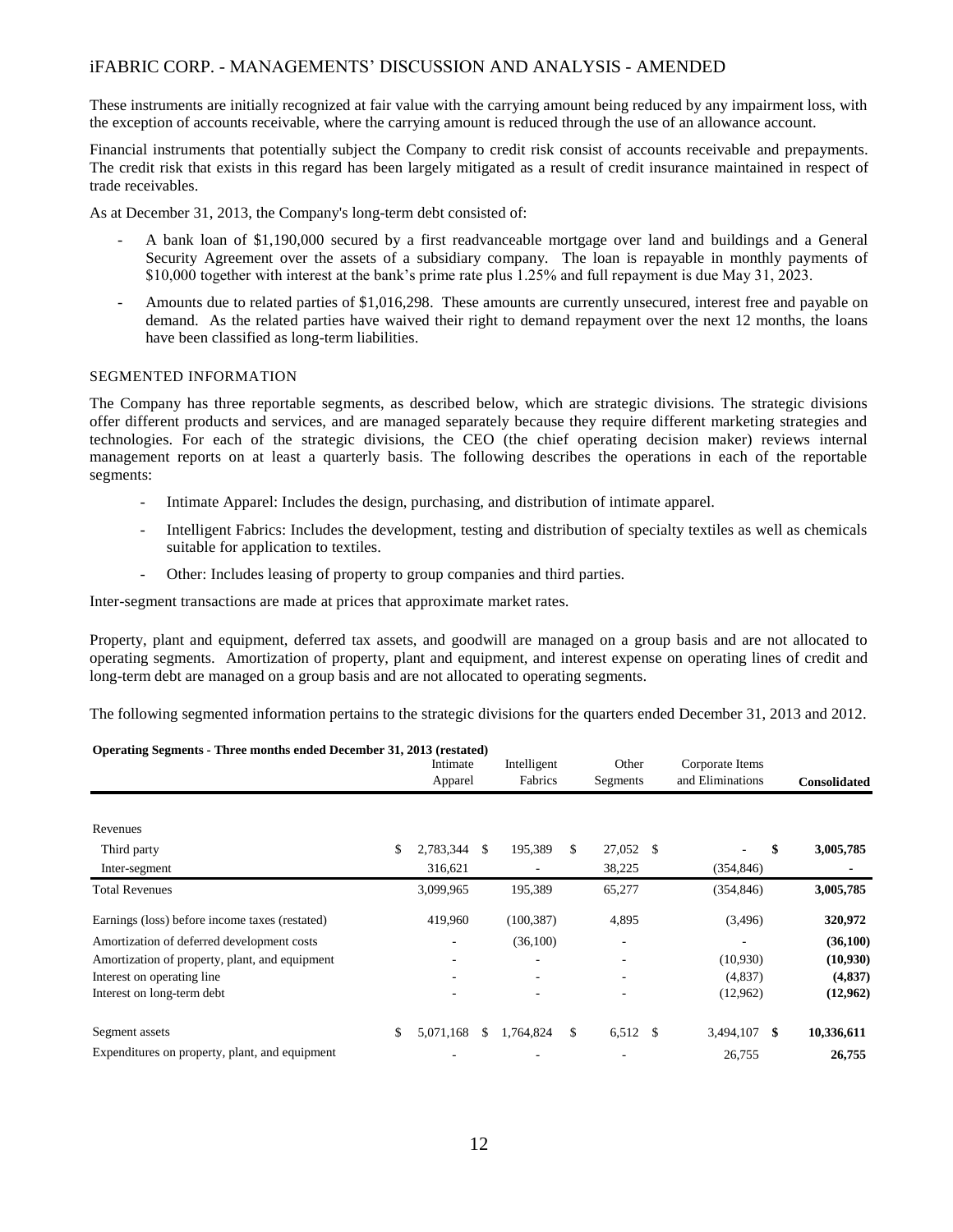These instruments are initially recognized at fair value with the carrying amount being reduced by any impairment loss, with the exception of accounts receivable, where the carrying amount is reduced through the use of an allowance account.

Financial instruments that potentially subject the Company to credit risk consist of accounts receivable and prepayments. The credit risk that exists in this regard has been largely mitigated as a result of credit insurance maintained in respect of trade receivables.

As at December 31, 2013, the Company's long-term debt consisted of:

- A bank loan of $1,190,000 secured by a first readvanceable mortgage over land and buildings and a General Security Agreement over the assets of a subsidiary company. The loan is repayable in monthly payments of $10,000 together with interest at the bank's prime rate plus 1.25% and full repayment is due May 31, 2023.
- Amounts due to related parties of $1,016,298. These amounts are currently unsecured, interest free and payable on demand. As the related parties have waived their right to demand repayment over the next 12 months, the loans have been classified as long-term liabilities.

## SEGMENTED INFORMATION

The Company has three reportable segments, as described below, which are strategic divisions. The strategic divisions offer different products and services, and are managed separately because they require different marketing strategies and technologies. For each of the strategic divisions, the CEO (the chief operating decision maker) reviews internal management reports on at least a quarterly basis. The following describes the operations in each of the reportable segments:

- Intimate Apparel: Includes the design, purchasing, and distribution of intimate apparel.
- Intelligent Fabrics: Includes the development, testing and distribution of specialty textiles as well as chemicals suitable for application to textiles.
- Other: Includes leasing of property to group companies and third parties.

Inter-segment transactions are made at prices that approximate market rates.

Property, plant and equipment, deferred tax assets, and goodwill are managed on a group basis and are not allocated to operating segments. Amortization of property, plant and equipment, and interest expense on operating lines of credit and long-term debt are managed on a group basis and are not allocated to operating segments.

The following segmented information pertains to the strategic divisions for the quarters ended December 31, 2013 and 2012.

**Operating Segments - Three months ended December 31, 2013 (restated)**

| | Intimate Apparel | Intelligent Fabrics | Other Segments | Corporate Items and Eliminations | **Consolidated** |
|---|---|---|---|---|---|
| Revenues | | | | | |
| Third party | $ 2,783,344 | $ 195,389 | $ 27,052 | $ - | **$ 3,005,785** |
| Inter-segment | 316,621 | - | 38,225 | (354,846) | - |
| Total Revenues | 3,099,965 | 195,389 | 65,277 | (354,846) | **3,005,785** |
| Earnings (loss) before income taxes (restated) | 419,960 | (100,387) | 4,895 | (3,496) | **320,972** |
| Amortization of deferred development costs | - | (36,100) | - | - | **(36,100)** |
| Amortization of property, plant, and equipment | - | - | - | (10,930) | **(10,930)** |
| Interest on operating line | - | - | - | (4,837) | **(4,837)** |
| Interest on long-term debt | - | - | - | (12,962) | **(12,962)** |
| Segment assets | $ 5,071,168 | $ 1,764,824 | $ 6,512 | $ 3,494,107 | **$ 10,336,611** |
| Expenditures on property, plant, and equipment | - | - | - | 26,755 | **26,755** |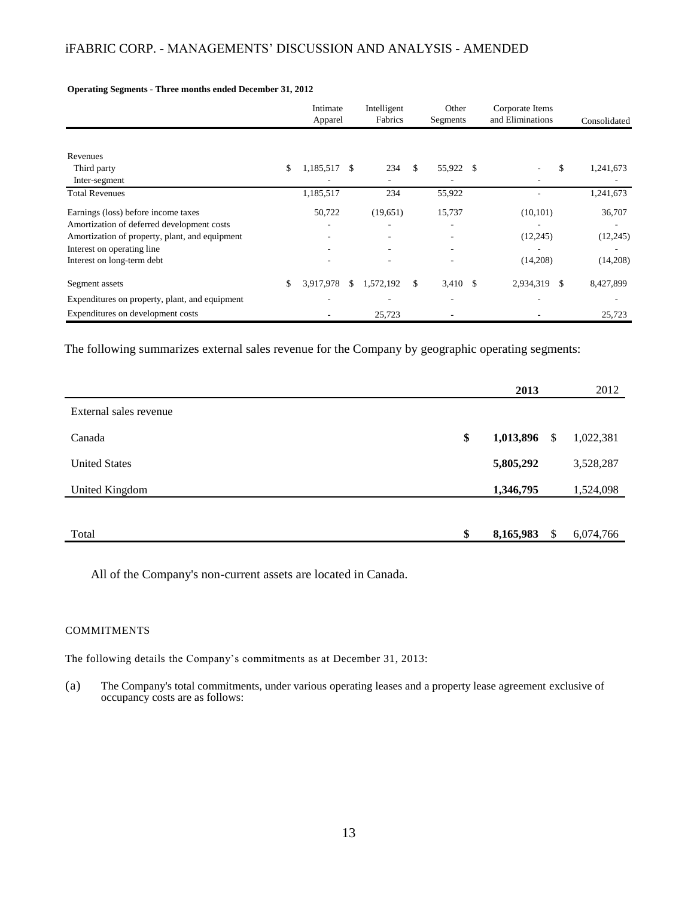**Operating Segments - Three months ended December 31, 2012**

| | Intimate Apparel | Intelligent Fabrics | Other Segments | Corporate Items and Eliminations | Consolidated |
|---|---|---|---|---|---|
| Revenues | | | | | |
| Third party | $ 1,185,517 | $ 234 | $ 55,922 | $ - | $ 1,241,673 |
| Inter-segment | - | - | - | - | - |
| Total Revenues | 1,185,517 | 234 | 55,922 | - | 1,241,673 |
| Earnings (loss) before income taxes | 50,722 | (19,651) | 15,737 | (10,101) | 36,707 |
| Amortization of deferred development costs | - | - | - | - | - |
| Amortization of property, plant, and equipment | - | - | - | (12,245) | (12,245) |
| Interest on operating line | - | - | - | - | - |
| Interest on long-term debt | - | - | - | (14,208) | (14,208) |
| Segment assets | $ 3,917,978 | $ 1,572,192 | $ 3,410 | $ 2,934,319 | $ 8,427,899 |
| Expenditures on property, plant, and equipment | - | - | - | - | - |
| Expenditures on development costs | - | 25,723 | - | - | 25,723 |

The following summarizes external sales revenue for the Company by geographic operating segments:

| | **2013** | 2012 |
|---|---|---|
| External sales revenue | | |
| Canada | **$ 1,013,896** | $ 1,022,381 |
| United States | **5,805,292** | 3,528,287 |
| United Kingdom | **1,346,795** | 1,524,098 |
| Total | **$ 8,165,983** | $ 6,074,766 |

All of the Company's non-current assets are located in Canada.

## COMMITMENTS

The following details the Company's commitments as at December 31, 2013:

(a) The Company's total commitments, under various operating leases and a property lease agreement exclusive of occupancy costs are as follows: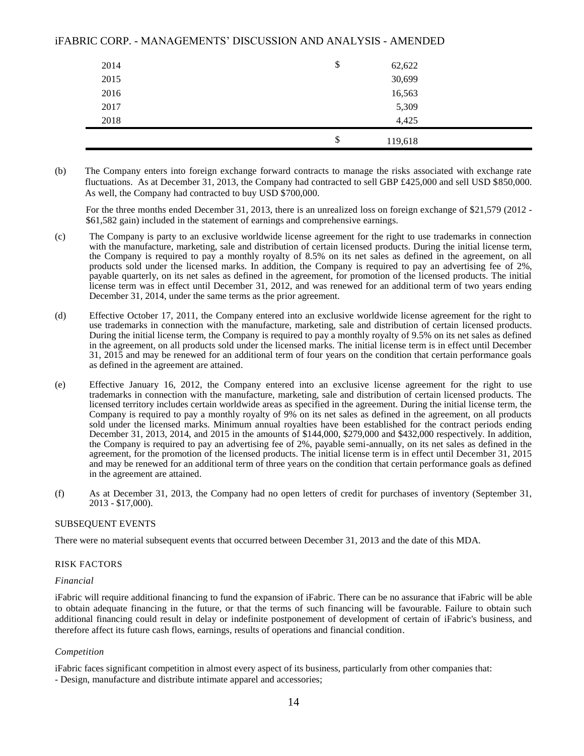| | | |
|---|---|---|
| 2014 | $ | 62,622 |
| 2015 | | 30,699 |
| 2016 | | 16,563 |
| 2017 | | 5,309 |
| 2018 | | 4,425 |
| | $ | 119,618 |

(b) The Company enters into foreign exchange forward contracts to manage the risks associated with exchange rate fluctuations. As at December 31, 2013, the Company had contracted to sell GBP £425,000 and sell USD $850,000. As well, the Company had contracted to buy USD $700,000.

For the three months ended December 31, 2013, there is an unrealized loss on foreign exchange of $21,579 (2012 - $61,582 gain) included in the statement of earnings and comprehensive earnings.

(c) The Company is party to an exclusive worldwide license agreement for the right to use trademarks in connection with the manufacture, marketing, sale and distribution of certain licensed products. During the initial license term, the Company is required to pay a monthly royalty of 8.5% on its net sales as defined in the agreement, on all products sold under the licensed marks. In addition, the Company is required to pay an advertising fee of 2%, payable quarterly, on its net sales as defined in the agreement, for promotion of the licensed products. The initial license term was in effect until December 31, 2012, and was renewed for an additional term of two years ending December 31, 2014, under the same terms as the prior agreement.

(d) Effective October 17, 2011, the Company entered into an exclusive worldwide license agreement for the right to use trademarks in connection with the manufacture, marketing, sale and distribution of certain licensed products. During the initial license term, the Company is required to pay a monthly royalty of 9.5% on its net sales as defined in the agreement, on all products sold under the licensed marks. The initial license term is in effect until December 31, 2015 and may be renewed for an additional term of four years on the condition that certain performance goals as defined in the agreement are attained.

(e) Effective January 16, 2012, the Company entered into an exclusive license agreement for the right to use trademarks in connection with the manufacture, marketing, sale and distribution of certain licensed products. The licensed territory includes certain worldwide areas as specified in the agreement. During the initial license term, the Company is required to pay a monthly royalty of 9% on its net sales as defined in the agreement, on all products sold under the licensed marks. Minimum annual royalties have been established for the contract periods ending December 31, 2013, 2014, and 2015 in the amounts of $144,000, $279,000 and $432,000 respectively. In addition, the Company is required to pay an advertising fee of 2%, payable semi-annually, on its net sales as defined in the agreement, for the promotion of the licensed products. The initial license term is in effect until December 31, 2015 and may be renewed for an additional term of three years on the condition that certain performance goals as defined in the agreement are attained.

(f) As at December 31, 2013, the Company had no open letters of credit for purchases of inventory (September 31, 2013 - $17,000).

## SUBSEQUENT EVENTS

There were no material subsequent events that occurred between December 31, 2013 and the date of this MDA.

## RISK FACTORS

### *Financial*

iFabric will require additional financing to fund the expansion of iFabric. There can be no assurance that iFabric will be able to obtain adequate financing in the future, or that the terms of such financing will be favourable. Failure to obtain such additional financing could result in delay or indefinite postponement of development of certain of iFabric's business, and therefore affect its future cash flows, earnings, results of operations and financial condition.

### *Competition*

iFabric faces significant competition in almost every aspect of its business, particularly from other companies that:

- Design, manufacture and distribute intimate apparel and accessories;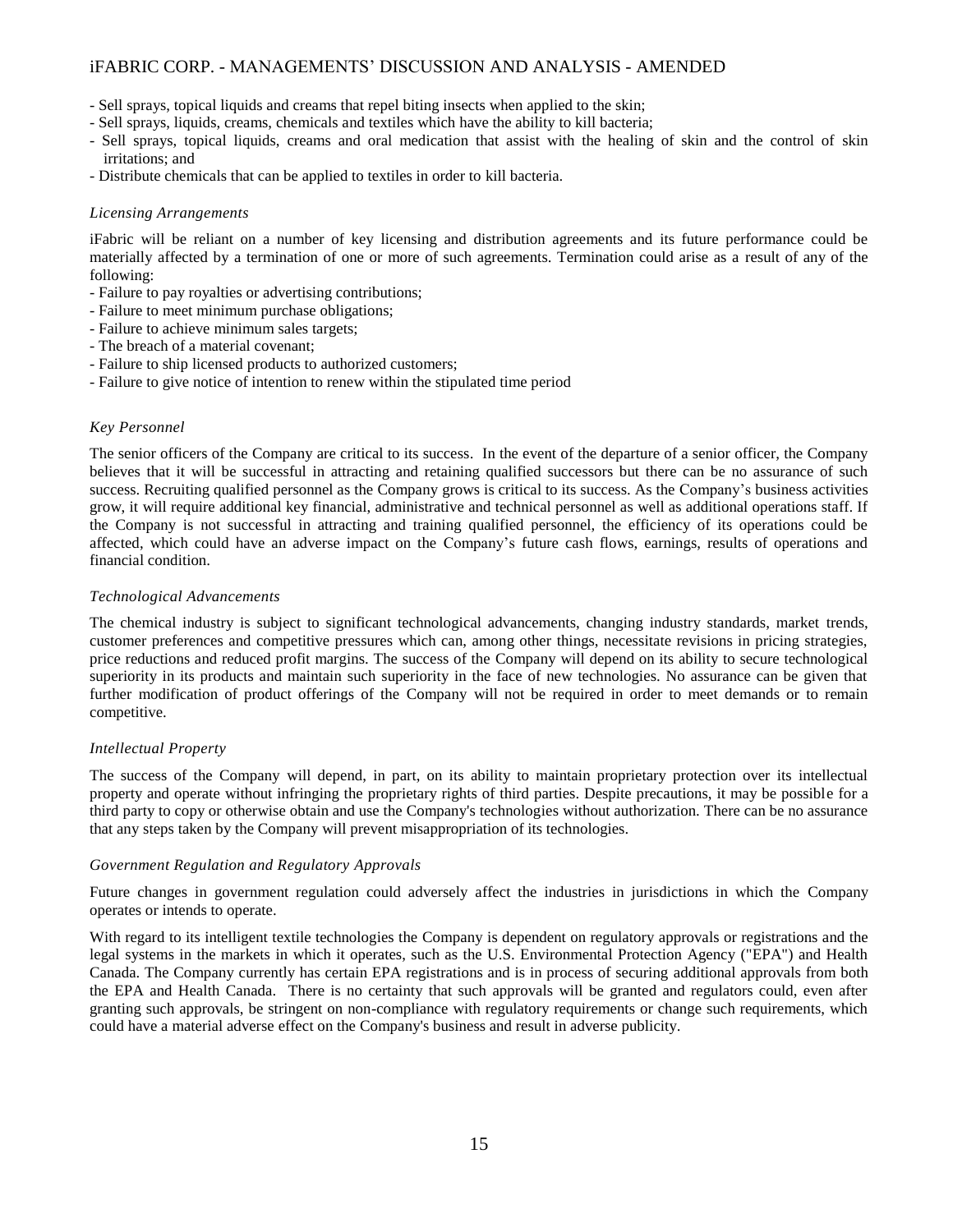- Sell sprays, topical liquids and creams that repel biting insects when applied to the skin;
- Sell sprays, liquids, creams, chemicals and textiles which have the ability to kill bacteria;
- Sell sprays, topical liquids, creams and oral medication that assist with the healing of skin and the control of skin irritations; and
- Distribute chemicals that can be applied to textiles in order to kill bacteria.

*Licensing Arrangements*

iFabric will be reliant on a number of key licensing and distribution agreements and its future performance could be materially affected by a termination of one or more of such agreements. Termination could arise as a result of any of the following:

- Failure to pay royalties or advertising contributions;
- Failure to meet minimum purchase obligations;
- Failure to achieve minimum sales targets;
- The breach of a material covenant;
- Failure to ship licensed products to authorized customers;
- Failure to give notice of intention to renew within the stipulated time period

*Key Personnel*

The senior officers of the Company are critical to its success. In the event of the departure of a senior officer, the Company believes that it will be successful in attracting and retaining qualified successors but there can be no assurance of such success. Recruiting qualified personnel as the Company grows is critical to its success. As the Company's business activities grow, it will require additional key financial, administrative and technical personnel as well as additional operations staff. If the Company is not successful in attracting and training qualified personnel, the efficiency of its operations could be affected, which could have an adverse impact on the Company's future cash flows, earnings, results of operations and financial condition.

*Technological Advancements*

The chemical industry is subject to significant technological advancements, changing industry standards, market trends, customer preferences and competitive pressures which can, among other things, necessitate revisions in pricing strategies, price reductions and reduced profit margins. The success of the Company will depend on its ability to secure technological superiority in its products and maintain such superiority in the face of new technologies. No assurance can be given that further modification of product offerings of the Company will not be required in order to meet demands or to remain competitive.

*Intellectual Property*

The success of the Company will depend, in part, on its ability to maintain proprietary protection over its intellectual property and operate without infringing the proprietary rights of third parties. Despite precautions, it may be possible for a third party to copy or otherwise obtain and use the Company's technologies without authorization. There can be no assurance that any steps taken by the Company will prevent misappropriation of its technologies.

*Government Regulation and Regulatory Approvals*

Future changes in government regulation could adversely affect the industries in jurisdictions in which the Company operates or intends to operate.

With regard to its intelligent textile technologies the Company is dependent on regulatory approvals or registrations and the legal systems in the markets in which it operates, such as the U.S. Environmental Protection Agency ("EPA") and Health Canada. The Company currently has certain EPA registrations and is in process of securing additional approvals from both the EPA and Health Canada. There is no certainty that such approvals will be granted and regulators could, even after granting such approvals, be stringent on non-compliance with regulatory requirements or change such requirements, which could have a material adverse effect on the Company's business and result in adverse publicity.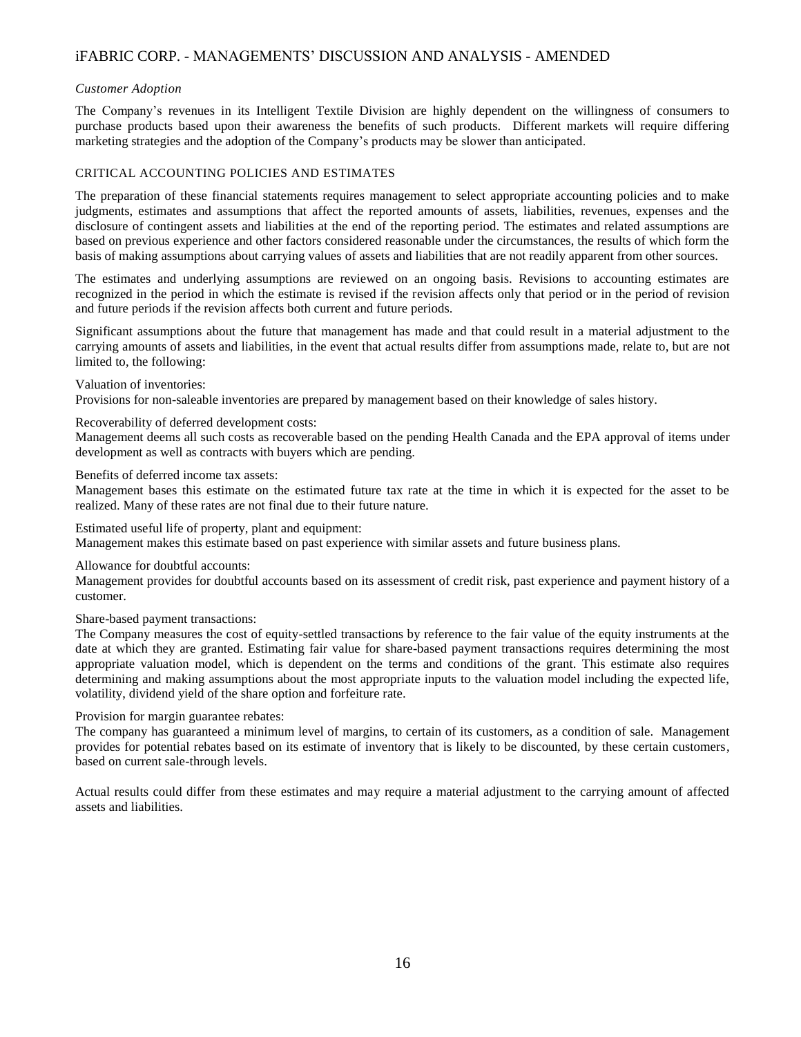*Customer Adoption*

The Company's revenues in its Intelligent Textile Division are highly dependent on the willingness of consumers to purchase products based upon their awareness the benefits of such products. Different markets will require differing marketing strategies and the adoption of the Company's products may be slower than anticipated.

## CRITICAL ACCOUNTING POLICIES AND ESTIMATES

The preparation of these financial statements requires management to select appropriate accounting policies and to make judgments, estimates and assumptions that affect the reported amounts of assets, liabilities, revenues, expenses and the disclosure of contingent assets and liabilities at the end of the reporting period. The estimates and related assumptions are based on previous experience and other factors considered reasonable under the circumstances, the results of which form the basis of making assumptions about carrying values of assets and liabilities that are not readily apparent from other sources.

The estimates and underlying assumptions are reviewed on an ongoing basis. Revisions to accounting estimates are recognized in the period in which the estimate is revised if the revision affects only that period or in the period of revision and future periods if the revision affects both current and future periods.

Significant assumptions about the future that management has made and that could result in a material adjustment to the carrying amounts of assets and liabilities, in the event that actual results differ from assumptions made, relate to, but are not limited to, the following:

Valuation of inventories:
Provisions for non-saleable inventories are prepared by management based on their knowledge of sales history.

Recoverability of deferred development costs:
Management deems all such costs as recoverable based on the pending Health Canada and the EPA approval of items under development as well as contracts with buyers which are pending.

Benefits of deferred income tax assets:
Management bases this estimate on the estimated future tax rate at the time in which it is expected for the asset to be realized. Many of these rates are not final due to their future nature.

Estimated useful life of property, plant and equipment:
Management makes this estimate based on past experience with similar assets and future business plans.

Allowance for doubtful accounts:
Management provides for doubtful accounts based on its assessment of credit risk, past experience and payment history of a customer.

Share-based payment transactions:
The Company measures the cost of equity-settled transactions by reference to the fair value of the equity instruments at the date at which they are granted. Estimating fair value for share-based payment transactions requires determining the most appropriate valuation model, which is dependent on the terms and conditions of the grant. This estimate also requires determining and making assumptions about the most appropriate inputs to the valuation model including the expected life, volatility, dividend yield of the share option and forfeiture rate.

Provision for margin guarantee rebates:
The company has guaranteed a minimum level of margins, to certain of its customers, as a condition of sale. Management provides for potential rebates based on its estimate of inventory that is likely to be discounted, by these certain customers, based on current sale-through levels.

Actual results could differ from these estimates and may require a material adjustment to the carrying amount of affected assets and liabilities.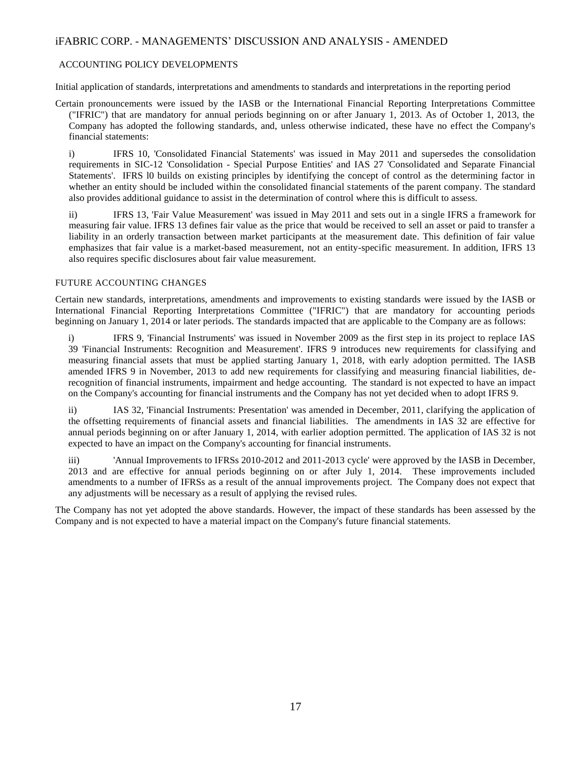## ACCOUNTING POLICY DEVELOPMENTS

Initial application of standards, interpretations and amendments to standards and interpretations in the reporting period

Certain pronouncements were issued by the IASB or the International Financial Reporting Interpretations Committee ("IFRIC") that are mandatory for annual periods beginning on or after January 1, 2013. As of October 1, 2013, the Company has adopted the following standards, and, unless otherwise indicated, these have no effect the Company's financial statements:

i) IFRS 10, 'Consolidated Financial Statements' was issued in May 2011 and supersedes the consolidation requirements in SIC-12 'Consolidation - Special Purpose Entities' and IAS 27 'Consolidated and Separate Financial Statements'. IFRS l0 builds on existing principles by identifying the concept of control as the determining factor in whether an entity should be included within the consolidated financial statements of the parent company. The standard also provides additional guidance to assist in the determination of control where this is difficult to assess.

ii) IFRS 13, 'Fair Value Measurement' was issued in May 2011 and sets out in a single IFRS a framework for measuring fair value. IFRS 13 defines fair value as the price that would be received to sell an asset or paid to transfer a liability in an orderly transaction between market participants at the measurement date. This definition of fair value emphasizes that fair value is a market-based measurement, not an entity-specific measurement. In addition, IFRS 13 also requires specific disclosures about fair value measurement.

## FUTURE ACCOUNTING CHANGES

Certain new standards, interpretations, amendments and improvements to existing standards were issued by the IASB or International Financial Reporting Interpretations Committee ("IFRIC") that are mandatory for accounting periods beginning on January 1, 2014 or later periods. The standards impacted that are applicable to the Company are as follows:

i) IFRS 9, 'Financial Instruments' was issued in November 2009 as the first step in its project to replace IAS 39 'Financial Instruments: Recognition and Measurement'. IFRS 9 introduces new requirements for classifying and measuring financial assets that must be applied starting January 1, 2018, with early adoption permitted. The IASB amended IFRS 9 in November, 2013 to add new requirements for classifying and measuring financial liabilities, de-recognition of financial instruments, impairment and hedge accounting. The standard is not expected to have an impact on the Company's accounting for financial instruments and the Company has not yet decided when to adopt IFRS 9.

ii) IAS 32, 'Financial Instruments: Presentation' was amended in December, 2011, clarifying the application of the offsetting requirements of financial assets and financial liabilities. The amendments in IAS 32 are effective for annual periods beginning on or after January 1, 2014, with earlier adoption permitted. The application of IAS 32 is not expected to have an impact on the Company's accounting for financial instruments.

iii) 'Annual Improvements to IFRSs 2010-2012 and 2011-2013 cycle' were approved by the IASB in December, 2013 and are effective for annual periods beginning on or after July 1, 2014. These improvements included amendments to a number of IFRSs as a result of the annual improvements project. The Company does not expect that any adjustments will be necessary as a result of applying the revised rules.

The Company has not yet adopted the above standards. However, the impact of these standards has been assessed by the Company and is not expected to have a material impact on the Company's future financial statements.